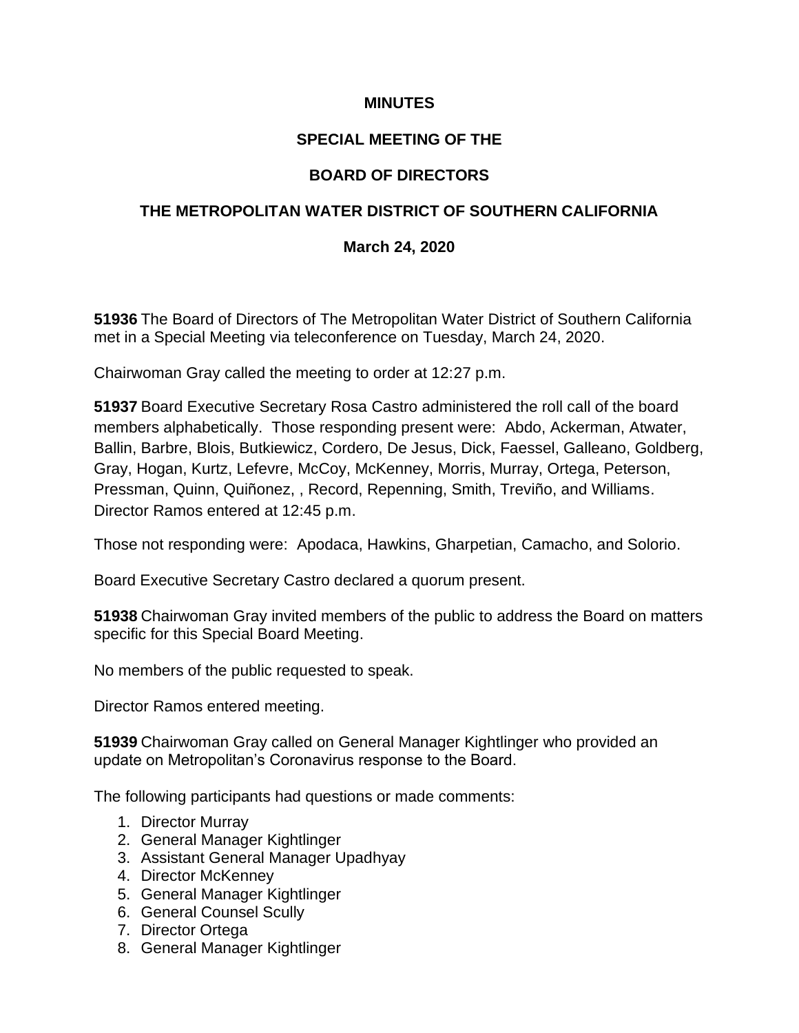**MINUTES**

**SPECIAL MEETING OF THE**

**BOARD OF DIRECTORS**

**THE METROPOLITAN WATER DISTRICT OF SOUTHERN CALIFORNIA**

**March 24, 2020**

**51936** The Board of Directors of The Metropolitan Water District of Southern California met in a Special Meeting via teleconference on Tuesday, March 24, 2020.

Chairwoman Gray called the meeting to order at 12:27 p.m.

**51937** Board Executive Secretary Rosa Castro administered the roll call of the board members alphabetically. Those responding present were: Abdo, Ackerman, Atwater, Ballin, Barbre, Blois, Butkiewicz, Cordero, De Jesus, Dick, Faessel, Galleano, Goldberg, Gray, Hogan, Kurtz, Lefevre, McCoy, McKenney, Morris, Murray, Ortega, Peterson, Pressman, Quinn, Quiñonez, , Record, Repenning, Smith, Treviño, and Williams. Director Ramos entered at 12:45 p.m.

Those not responding were: Apodaca, Hawkins, Gharpetian, Camacho, and Solorio.

Board Executive Secretary Castro declared a quorum present.

**51938** Chairwoman Gray invited members of the public to address the Board on matters specific for this Special Board Meeting.

No members of the public requested to speak.

Director Ramos entered meeting.

**51939** Chairwoman Gray called on General Manager Kightlinger who provided an update on Metropolitan's Coronavirus response to the Board.

The following participants had questions or made comments:

1. Director Murray
2. General Manager Kightlinger
3. Assistant General Manager Upadhyay
4. Director McKenney
5. General Manager Kightlinger
6. General Counsel Scully
7. Director Ortega
8. General Manager Kightlinger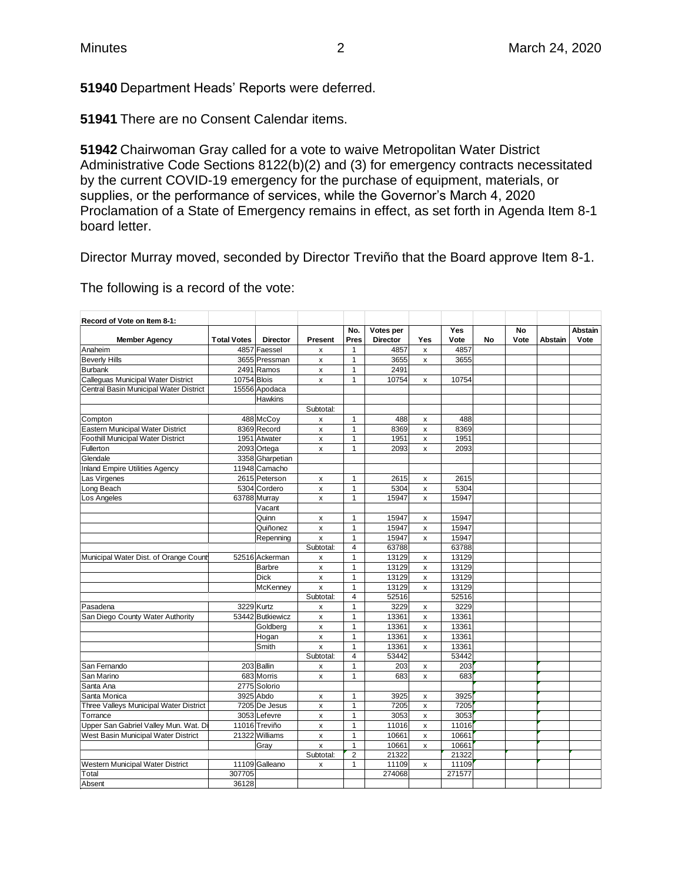**51940** Department Heads' Reports were deferred.

**51941** There are no Consent Calendar items.

**51942** Chairwoman Gray called for a vote to waive Metropolitan Water District Administrative Code Sections 8122(b)(2) and (3) for emergency contracts necessitated by the current COVID-19 emergency for the purchase of equipment, materials, or supplies, or the performance of services, while the Governor's March 4, 2020 Proclamation of a State of Emergency remains in effect, as set forth in Agenda Item 8-1 board letter.

Director Murray moved, seconded by Director Treviño that the Board approve Item 8-1.

The following is a record of the vote:

| Record of Vote on Item 8-1: | | | | | | | | | | | |
|---|---|---|---|---|---|---|---|---|---|---|---|
| Member Agency | Total Votes | Director | Present | No. Pres | Votes per Director | Yes | Yes Vote | No | No Vote | Abstain | Abstain Vote |
| Anaheim | 4857 | Faessel | x | 1 | 4857 | x | 4857 | | | | |
| Beverly Hills | 3655 | Pressman | x | 1 | 3655 | x | 3655 | | | | |
| Burbank | 2491 | Ramos | x | 1 | 2491 | | | | | | |
| Calleguas Municipal Water District | 10754 | Blois | x | 1 | 10754 | x | 10754 | | | | |
| Central Basin Municipal Water District | 15556 | Apodaca | | | | | | | | | |
| | | Hawkins | | | | | | | | | |
| | | | Subtotal: | | | | | | | | |
| Compton | 488 | McCoy | x | 1 | 488 | x | 488 | | | | |
| Eastern Municipal Water District | 8369 | Record | x | 1 | 8369 | x | 8369 | | | | |
| Foothill Municipal Water District | 1951 | Atwater | x | 1 | 1951 | x | 1951 | | | | |
| Fullerton | 2093 | Ortega | x | 1 | 2093 | x | 2093 | | | | |
| Glendale | 3358 | Gharpetian | | | | | | | | | |
| Inland Empire Utilities Agency | 11948 | Camacho | | | | | | | | | |
| Las Virgenes | 2615 | Peterson | x | 1 | 2615 | x | 2615 | | | | |
| Long Beach | 5304 | Cordero | x | 1 | 5304 | x | 5304 | | | | |
| Los Angeles | 63788 | Murray | x | 1 | 15947 | x | 15947 | | | | |
| | | Vacant | | | | | | | | | |
| | | Quinn | x | 1 | 15947 | x | 15947 | | | | |
| | | Quiñonez | x | 1 | 15947 | x | 15947 | | | | |
| | | Repenning | x | 1 | 15947 | x | 15947 | | | | |
| | | | Subtotal: | 4 | 63788 | | 63788 | | | | |
| Municipal Water Dist. of Orange Count | 52516 | Ackerman | x | 1 | 13129 | x | 13129 | | | | |
| | | Barbre | x | 1 | 13129 | x | 13129 | | | | |
| | | Dick | x | 1 | 13129 | x | 13129 | | | | |
| | | McKenney | x | 1 | 13129 | x | 13129 | | | | |
| | | | Subtotal: | 4 | 52516 | | 52516 | | | | |
| Pasadena | 3229 | Kurtz | x | 1 | 3229 | x | 3229 | | | | |
| San Diego County Water Authority | 53442 | Butkiewicz | x | 1 | 13361 | x | 13361 | | | | |
| | | Goldberg | x | 1 | 13361 | x | 13361 | | | | |
| | | Hogan | x | 1 | 13361 | x | 13361 | | | | |
| | | Smith | x | 1 | 13361 | x | 13361 | | | | |
| | | | Subtotal: | 4 | 53442 | | 53442 | | | | |
| San Fernando | 203 | Ballin | x | 1 | 203 | x | 203 | | | | |
| San Marino | 683 | Morris | x | 1 | 683 | x | 683 | | | | |
| Santa Ana | 2775 | Solorio | | | | | | | | | |
| Santa Monica | 3925 | Abdo | x | 1 | 3925 | x | 3925 | | | | |
| Three Valleys Municipal Water District | 7205 | De Jesus | x | 1 | 7205 | x | 7205 | | | | |
| Torrance | 3053 | Lefevre | x | 1 | 3053 | x | 3053 | | | | |
| Upper San Gabriel Valley Mun. Wat. Di | 11016 | Treviño | x | 1 | 11016 | x | 11016 | | | | |
| West Basin Municipal Water District | 21322 | Williams | x | 1 | 10661 | x | 10661 | | | | |
| | | Gray | x | 1 | 10661 | x | 10661 | | | | |
| | | | Subtotal: | 2 | 21322 | | 21322 | | | | |
| Western Municipal Water District | 11109 | Galleano | x | 1 | 11109 | x | 11109 | | | | |
| Total | 307705 | | | | 274068 | | 271577 | | | | |
| Absent | 36128 | | | | | | | | | | |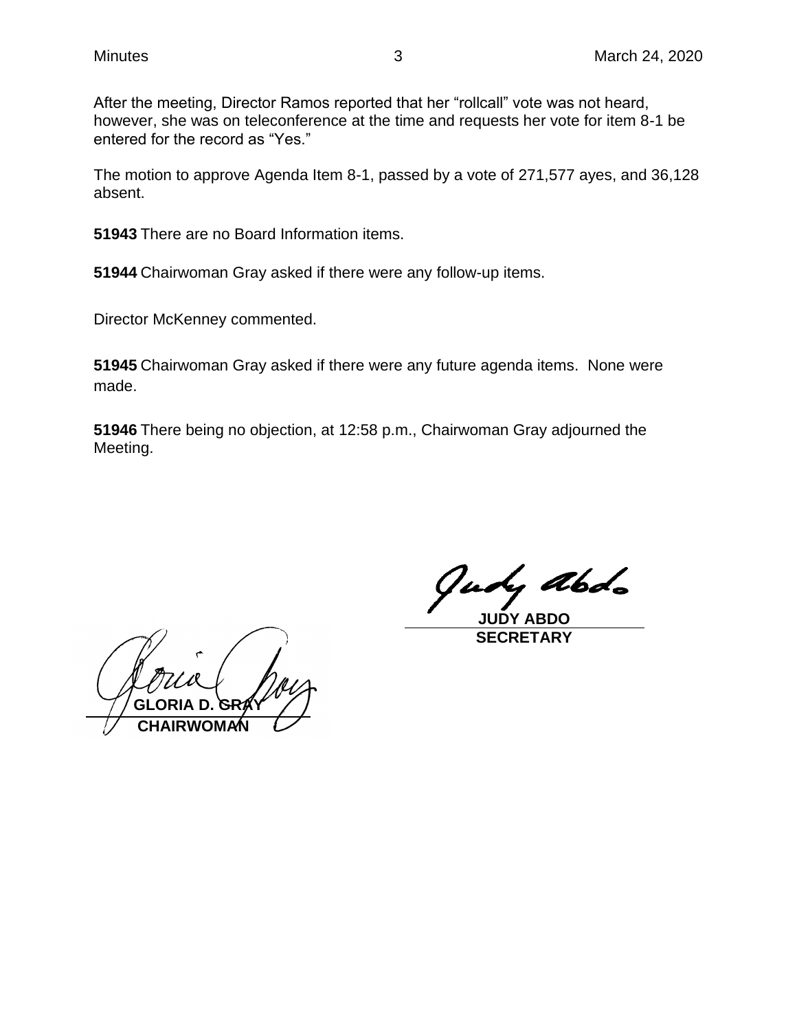After the meeting, Director Ramos reported that her "rollcall" vote was not heard, however, she was on teleconference at the time and requests her vote for item 8-1 be entered for the record as "Yes."

The motion to approve Agenda Item 8-1, passed by a vote of 271,577 ayes, and 36,128 absent.

**51943** There are no Board Information items.

**51944** Chairwoman Gray asked if there were any follow-up items.

Director McKenney commented.

**51945** Chairwoman Gray asked if there were any future agenda items. None were made.

**51946** There being no objection, at 12:58 p.m., Chairwoman Gray adjourned the Meeting.

**JUDY ABDO**
**SECRETARY**

**GLORIA D. GRAY**
**CHAIRWOMAN**